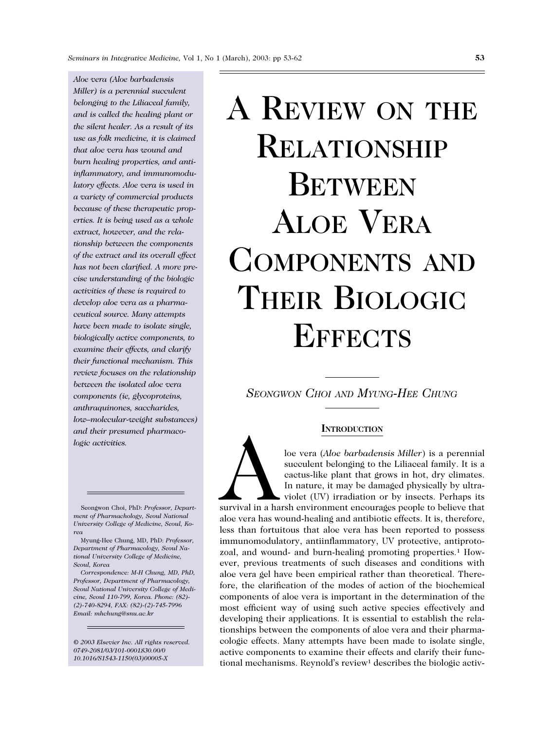# A Review on the Relationship Between Aloe Vera Components and Their Biologic Effects

*Aloe vera (Aloe barbadensis Miller) is a perennial succulent belonging to the Liliaceal family, and is called the healing plant or the silent healer. As a result of its use as folk medicine, it is claimed that aloe vera has wound and burn healing properties, and anti-inflammatory, and immunomodulatory effects. Aloe vera is used in a variety of commercial products because of these therapeutic properties. It is being used as a whole extract, however, and the relationship between the components of the extract and its overall effect has not been clarified. A more precise understanding of the biologic activities of these is required to develop aloe vera as a pharmaceutical source. Many attempts have been made to isolate single, biologically active components, to examine their effects, and clarify their functional mechanism. This review focuses on the relationship between the isolated aloe vera components (ie, glycoproteins, anthraquinones, saccharides, low–molecular-weight substances) and their presumed pharmacologic activities.*

Seongwon Choi and Myung-Hee Chung

Seongwon Choi, PhD: *Professor, Department of Pharmacholgy, Seoul National University College of Medicine, Seoul, Korea*

Myung-Hee Chung, MD, PhD: *Professor, Department of Pharmacology, Seoul National University College of Medicine, Seoul, Korea*

*Correspondence: M-H Chung, MD, PhD, Professor, Department of Pharmacology, Seoul National University College of Medicine, Seoul 110-799, Korea. Phone: (82)-(2)-740-8294, FAX: (82)-(2)-745-7996 Email: mhchung@snu.ac.kr*

*© 2003 Elsevier Inc. All rights reserved. 0749-2081/03/101-0001$30.00/0 10.1016/S1543-1150(03)00005-X*

## Introduction

Aloe vera (*Aloe barbadensis Miller*) is a perennial succulent belonging to the Liliaceal family. It is a cactus-like plant that grows in hot, dry climates. In nature, it may be damaged physically by ultraviolet (UV) irradiation or by insects. Perhaps its survival in a harsh environment encourages people to believe that aloe vera has wound-healing and antibiotic effects. It is, therefore, less than fortuitous that aloe vera has been reported to possess immunomodulatory, antiinflammatory, UV protective, antiprotozoal, and wound- and burn-healing promoting properties.[1] However, previous treatments of such diseases and conditions with aloe vera gel have been empirical rather than theoretical. Therefore, the clarification of the modes of action of the biochemical components of aloe vera is important in the determination of the most efficient way of using such active species effectively and developing their applications. It is essential to establish the relationships between the components of aloe vera and their pharmacologic effects. Many attempts have been made to isolate single, active components to examine their effects and clarify their functional mechanisms. Reynold's review[1] describes the biologic activ-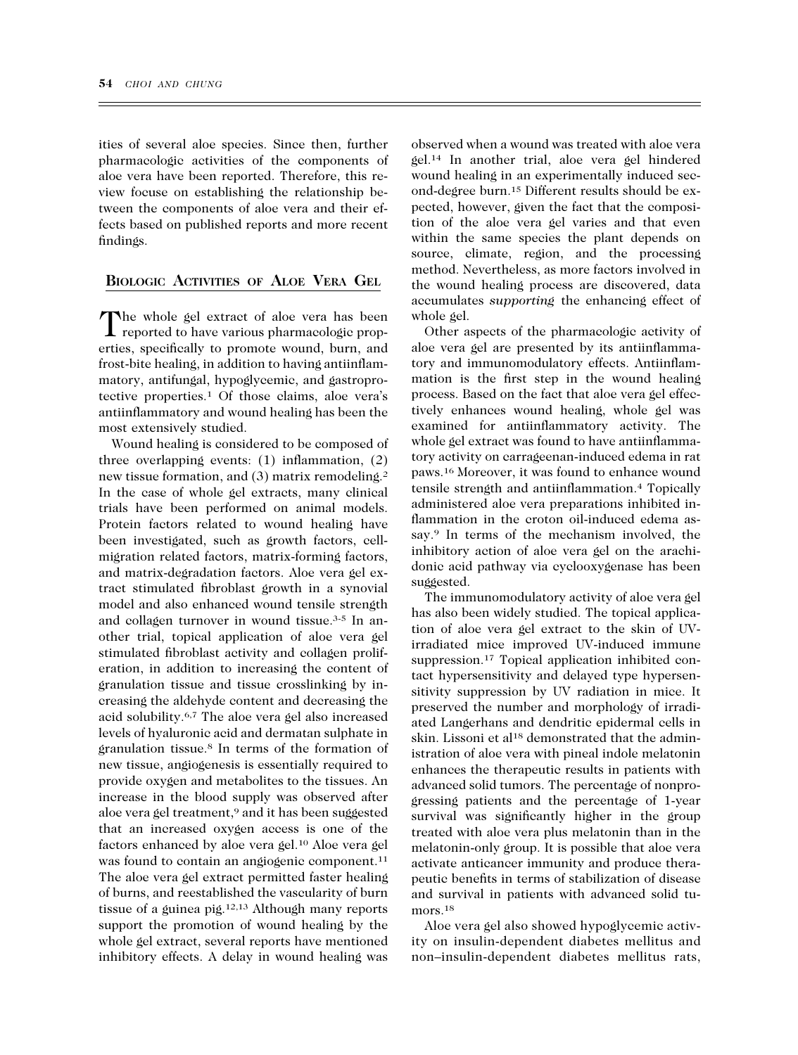ities of several aloe species. Since then, further pharmacologic activities of the components of aloe vera have been reported. Therefore, this review focuse on establishing the relationship between the components of aloe vera and their effects based on published reports and more recent findings.

## Biologic Activities of Aloe Vera Gel

The whole gel extract of aloe vera has been reported to have various pharmacologic properties, specifically to promote wound, burn, and frost-bite healing, in addition to having antiinflammatory, antifungal, hypoglycemic, and gastroprotective properties.[1] Of those claims, aloe vera's antiinflammatory and wound healing has been the most extensively studied.

Wound healing is considered to be composed of three overlapping events: (1) inflammation, (2) new tissue formation, and (3) matrix remodeling.[2] In the case of whole gel extracts, many clinical trials have been performed on animal models. Protein factors related to wound healing have been investigated, such as growth factors, cell-migration related factors, matrix-forming factors, and matrix-degradation factors. Aloe vera gel extract stimulated fibroblast growth in a synovial model and also enhanced wound tensile strength and collagen turnover in wound tissue.[3-5] In another trial, topical application of aloe vera gel stimulated fibroblast activity and collagen proliferation, in addition to increasing the content of granulation tissue and tissue crosslinking by increasing the aldehyde content and decreasing the acid solubility.[6,7] The aloe vera gel also increased levels of hyaluronic acid and dermatan sulphate in granulation tissue.[8] In terms of the formation of new tissue, angiogenesis is essentially required to provide oxygen and metabolites to the tissues. An increase in the blood supply was observed after aloe vera gel treatment,[9] and it has been suggested that an increased oxygen access is one of the factors enhanced by aloe vera gel.[10] Aloe vera gel was found to contain an angiogenic component.[11] The aloe vera gel extract permitted faster healing of burns, and reestablished the vascularity of burn tissue of a guinea pig.[12,13] Although many reports support the promotion of wound healing by the whole gel extract, several reports have mentioned inhibitory effects. A delay in wound healing was observed when a wound was treated with aloe vera gel.[14] In another trial, aloe vera gel hindered wound healing in an experimentally induced second-degree burn.[15] Different results should be expected, however, given the fact that the composition of the aloe vera gel varies and that even within the same species the plant depends on source, climate, region, and the processing method. Nevertheless, as more factors involved in the wound healing process are discovered, data accumulates *supporting* the enhancing effect of whole gel.

Other aspects of the pharmacologic activity of aloe vera gel are presented by its antiinflammatory and immunomodulatory effects. Antiinflammation is the first step in the wound healing process. Based on the fact that aloe vera gel effectively enhances wound healing, whole gel was examined for antiinflammatory activity. The whole gel extract was found to have antiinflammatory activity on carrageenan-induced edema in rat paws.[16] Moreover, it was found to enhance wound tensile strength and antiinflammation.[4] Topically administered aloe vera preparations inhibited inflammation in the croton oil-induced edema assay.[9] In terms of the mechanism involved, the inhibitory action of aloe vera gel on the arachidonic acid pathway via cyclooxygenase has been suggested.

The immunomodulatory activity of aloe vera gel has also been widely studied. The topical application of aloe vera gel extract to the skin of UV-irradiated mice improved UV-induced immune suppression.[17] Topical application inhibited contact hypersensitivity and delayed type hypersensitivity suppression by UV radiation in mice. It preserved the number and morphology of irradiated Langerhans and dendritic epidermal cells in skin. Lissoni et al[18] demonstrated that the administration of aloe vera with pineal indole melatonin enhances the therapeutic results in patients with advanced solid tumors. The percentage of nonprogressing patients and the percentage of 1-year survival was significantly higher in the group treated with aloe vera plus melatonin than in the melatonin-only group. It is possible that aloe vera activate anticancer immunity and produce therapeutic benefits in terms of stabilization of disease and survival in patients with advanced solid tumors.[18]

Aloe vera gel also showed hypoglycemic activity on insulin-dependent diabetes mellitus and non–insulin-dependent diabetes mellitus rats,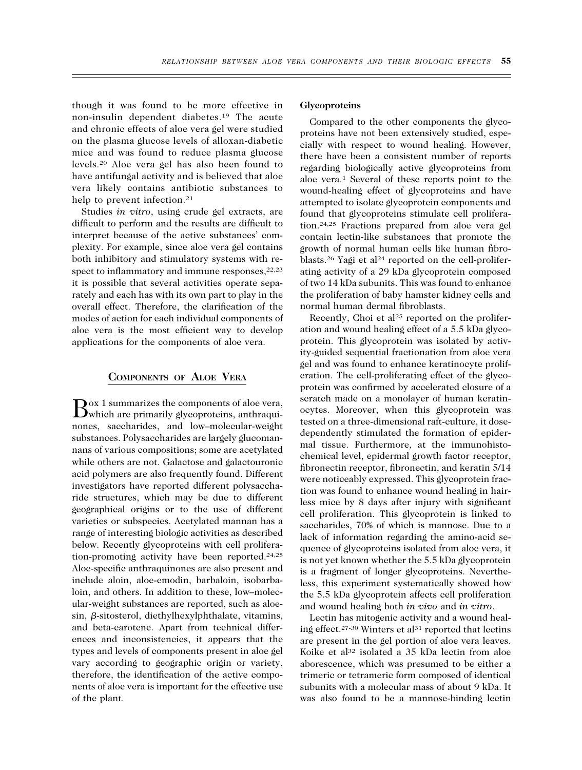though it was found to be more effective in non-insulin dependent diabetes.[19] The acute and chronic effects of aloe vera gel were studied on the plasma glucose levels of alloxan-diabetic mice and was found to reduce plasma glucose levels.[20] Aloe vera gel has also been found to have antifungal activity and is believed that aloe vera likely contains antibiotic substances to help to prevent infection.[21]

Studies *in vitro*, using crude gel extracts, are difficult to perform and the results are difficult to interpret because of the active substances' complexity. For example, since aloe vera gel contains both inhibitory and stimulatory systems with respect to inflammatory and immune responses,[22,23] it is possible that several activities operate separately and each has with its own part to play in the overall effect. Therefore, the clarification of the modes of action for each individual components of aloe vera is the most efficient way to develop applications for the components of aloe vera.

## Components of Aloe Vera

Box 1 summarizes the components of aloe vera, which are primarily glycoproteins, anthraquinones, saccharides, and low–molecular-weight substances. Polysaccharides are largely glucomannans of various compositions; some are acetylated while others are not. Galactose and galactouronic acid polymers are also frequently found. Different investigators have reported different polysaccharide structures, which may be due to different geographical origins or to the use of different varieties or subspecies. Acetylated mannan has a range of interesting biologic activities as described below. Recently glycoproteins with cell proliferation-promoting activity have been reported.[24,25] Aloe-specific anthraquinones are also present and include aloin, aloe-emodin, barbaloin, isobarbaloin, and others. In addition to these, low–molecular-weight substances are reported, such as aloesin, β-sitosterol, diethylhexylphthalate, vitamins, and beta-carotene. Apart from technical differences and inconsistencies, it appears that the types and levels of components present in aloe gel vary according to geographic origin or variety, therefore, the identification of the active components of aloe vera is important for the effective use of the plant.

### Glycoproteins

Compared to the other components the glycoproteins have not been extensively studied, especially with respect to wound healing. However, there have been a consistent number of reports regarding biologically active glycoproteins from aloe vera.[1] Several of these reports point to the wound-healing effect of glycoproteins and have attempted to isolate glycoprotein components and found that glycoproteins stimulate cell proliferation.[24,25] Fractions prepared from aloe vera gel contain lectin-like substances that promote the growth of normal human cells like human fibroblasts.[26] Yagi et al[24] reported on the cell-proliferating activity of a 29 kDa glycoprotein composed of two 14 kDa subunits. This was found to enhance the proliferation of baby hamster kidney cells and normal human dermal fibroblasts.

Recently, Choi et al[25] reported on the proliferation and wound healing effect of a 5.5 kDa glycoprotein. This glycoprotein was isolated by activity-guided sequential fractionation from aloe vera gel and was found to enhance keratinocyte proliferation. The cell-proliferating effect of the glycoprotein was confirmed by accelerated closure of a scratch made on a monolayer of human keratinocytes. Moreover, when this glycoprotein was tested on a three-dimensional raft-culture, it dose-dependently stimulated the formation of epidermal tissue. Furthermore, at the immunohistochemical level, epidermal growth factor receptor, fibronectin receptor, fibronectin, and keratin 5/14 were noticeably expressed. This glycoprotein fraction was found to enhance wound healing in hairless mice by 8 days after injury with significant cell proliferation. This glycoprotein is linked to saccharides, 70% of which is mannose. Due to a lack of information regarding the amino-acid sequence of glycoproteins isolated from aloe vera, it is not yet known whether the 5.5 kDa glycoprotein is a fragment of longer glycoproteins. Nevertheless, this experiment systematically showed how the 5.5 kDa glycoprotein affects cell proliferation and wound healing both *in vivo* and *in vitro*.

Lectin has mitogenic activity and a wound healing effect.[27-30] Winters et al[31] reported that lectins are present in the gel portion of aloe vera leaves. Koike et al[32] isolated a 35 kDa lectin from aloe aborescence, which was presumed to be either a trimeric or tetrameric form composed of identical subunits with a molecular mass of about 9 kDa. It was also found to be a mannose-binding lectin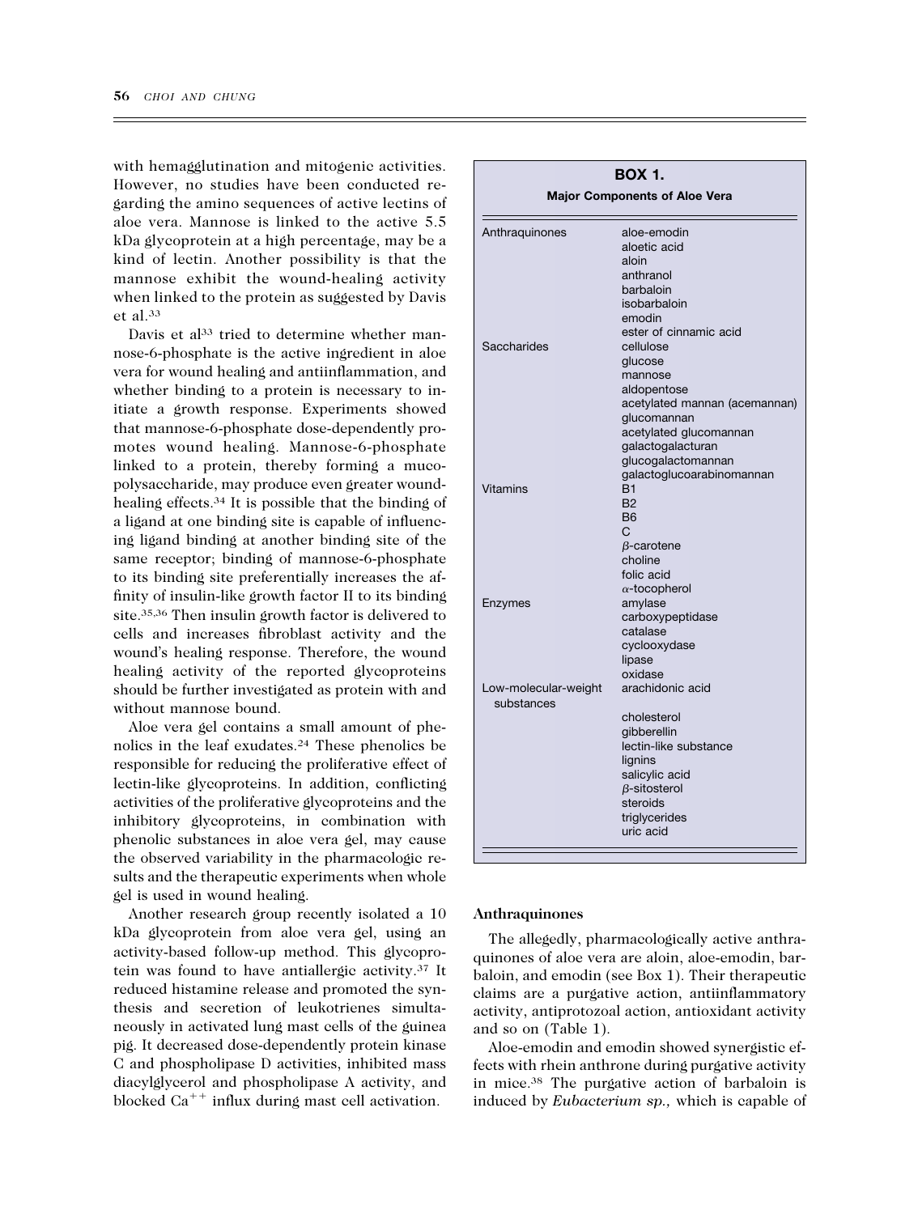with hemagglutination and mitogenic activities. However, no studies have been conducted regarding the amino sequences of active lectins of aloe vera. Mannose is linked to the active 5.5 kDa glycoprotein at a high percentage, may be a kind of lectin. Another possibility is that the mannose exhibit the wound-healing activity when linked to the protein as suggested by Davis et al.[33]

Davis et al[33] tried to determine whether mannose-6-phosphate is the active ingredient in aloe vera for wound healing and antiinflammation, and whether binding to a protein is necessary to initiate a growth response. Experiments showed that mannose-6-phosphate dose-dependently promotes wound healing. Mannose-6-phosphate linked to a protein, thereby forming a mucopolysaccharide, may produce even greater wound-healing effects.[34] It is possible that the binding of a ligand at one binding site is capable of influencing ligand binding at another binding site of the same receptor; binding of mannose-6-phosphate to its binding site preferentially increases the affinity of insulin-like growth factor II to its binding site.[35,36] Then insulin growth factor is delivered to cells and increases fibroblast activity and the wound's healing response. Therefore, the wound healing activity of the reported glycoproteins should be further investigated as protein with and without mannose bound.

Aloe vera gel contains a small amount of phenolics in the leaf exudates.[24] These phenolics be responsible for reducing the proliferative effect of lectin-like glycoproteins. In addition, conflicting activities of the proliferative glycoproteins and the inhibitory glycoproteins, in combination with phenolic substances in aloe vera gel, may cause the observed variability in the pharmacologic results and the therapeutic experiments when whole gel is used in wound healing.

Another research group recently isolated a 10 kDa glycoprotein from aloe vera gel, using an activity-based follow-up method. This glycoprotein was found to have antiallergic activity.[37] It reduced histamine release and promoted the synthesis and secretion of leukotrienes simultaneously in activated lung mast cells of the guinea pig. It decreased dose-dependently protein kinase C and phospholipase D activities, inhibited mass diacylglycerol and phospholipase A activity, and blocked $Ca^{++}$ influx during mast cell activation.

**BOX 1.**

**Major Components of Aloe Vera**

| | |
|---|---|
| Anthraquinones | aloe-emodin |
| | aloetic acid |
| | aloin |
| | anthranol |
| | barbaloin |
| | isobarbaloin |
| | emodin |
| | ester of cinnamic acid |
| Saccharides | cellulose |
| | glucose |
| | mannose |
| | aldopentose |
| | acetylated mannan (acemannan) |
| | glucomannan |
| | acetylated glucomannan |
| | galactogalacturan |
| | glucogalactomannan |
| | galactoglucoarabinomannan |
| Vitamins | B1 |
| | B2 |
| | B6 |
| | C |
| | $\beta$-carotene |
| | choline |
| | folic acid |
| | $\alpha$-tocopherol |
| Enzymes | amylase |
| | carboxypeptidase |
| | catalase |
| | cyclooxydase |
| | lipase |
| | oxidase |
| Low-molecular-weight substances | arachidonic acid |
| | cholesterol |
| | gibberellin |
| | lectin-like substance |
| | lignins |
| | salicylic acid |
| | $\beta$-sitosterol |
| | steroids |
| | triglycerides |
| | uric acid |

### Anthraquinones

The allegedly, pharmacologically active anthraquinones of aloe vera are aloin, aloe-emodin, barbaloin, and emodin (see Box 1). Their therapeutic claims are a purgative action, antiinflammatory activity, antiprotozoal action, antioxidant activity and so on (Table 1).

Aloe-emodin and emodin showed synergistic effects with rhein anthrone during purgative activity in mice.[38] The purgative action of barbaloin is induced by *Eubacterium sp.,* which is capable of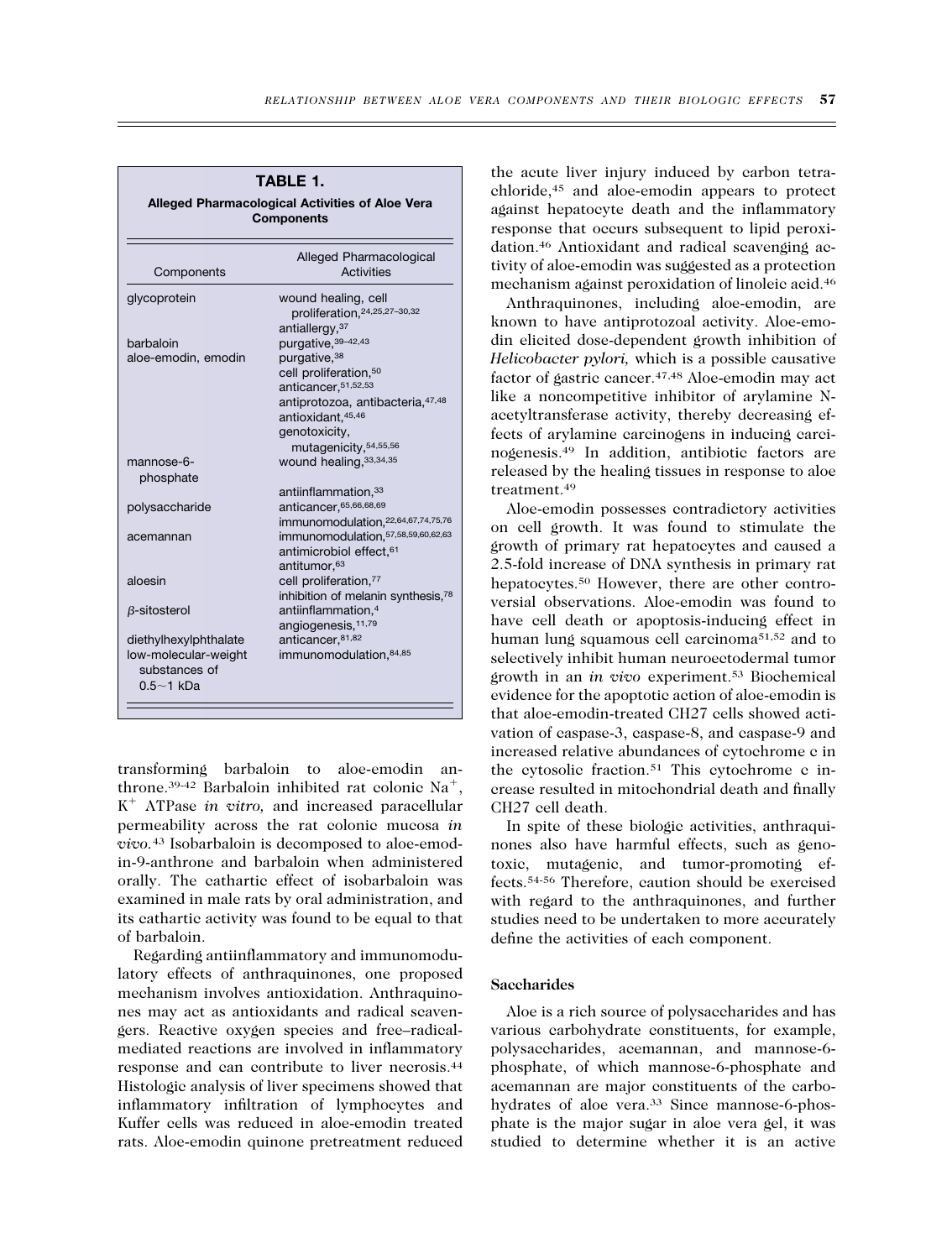**TABLE 1.**

**Alleged Pharmacological Activities of Aloe Vera Components**

| Components | Alleged Pharmacological Activities |
|---|---|
| glycoprotein | wound healing, cell proliferation,[24,25,27–30,32] |
| | antiallergy,[37] |
| barbaloin | purgative,[39–42,43] |
| aloe-emodin, emodin | purgative,[38] |
| | cell proliferation,[50] |
| | anticancer,[51,52,53] |
| | antiprotozoa, antibacteria,[47,48] |
| | antioxidant,[45,46] |
| | genotoxicity, mutagenicity,[54,55,56] |
| mannose-6-phosphate | wound healing,[33,34,35] |
| | antiinflammation,[33] |
| polysaccharide | anticancer,[65,66,68,69] |
| | immunomodulation,[22,64,67,74,75,76] |
| acemannan | immunomodulation,[57,58,59,60,62,63] |
| | antimicrobiol effect,[61] |
| | antitumor,[63] |
| aloesin | cell proliferation,[77] |
| | inhibition of melanin synthesis,[78] |
| $\beta$-sitosterol | antiinflammation,[4] |
| | angiogenesis,[11,79] |
| diethylhexylphthalate | anticancer,[81,82] |
| low-molecular-weight substances of 0.5~1 kDa | immunomodulation,[84,85] |

transforming barbaloin to aloe-emodin anthrone.[39-42] Barbaloin inhibited rat colonic $Na^+$, $K^+$ ATPase *in vitro,* and increased paracellular permeability across the rat colonic mucosa *in vivo.*[43] Isobarbaloin is decomposed to aloe-emodin-9-anthrone and barbaloin when administered orally. The cathartic effect of isobarbaloin was examined in male rats by oral administration, and its cathartic activity was found to be equal to that of barbaloin.

Regarding antiinflammatory and immunomodulatory effects of anthraquinones, one proposed mechanism involves antioxidation. Anthraquinones may act as antioxidants and radical scavengers. Reactive oxygen species and free–radical-mediated reactions are involved in inflammatory response and can contribute to liver necrosis.[44] Histologic analysis of liver specimens showed that inflammatory infiltration of lymphocytes and Kuffer cells was reduced in aloe-emodin treated rats. Aloe-emodin quinone pretreatment reduced the acute liver injury induced by carbon tetrachloride,[45] and aloe-emodin appears to protect against hepatocyte death and the inflammatory response that occurs subsequent to lipid peroxidation.[46] Antioxidant and radical scavenging activity of aloe-emodin was suggested as a protection mechanism against peroxidation of linoleic acid.[46]

Anthraquinones, including aloe-emodin, are known to have antiprotozoal activity. Aloe-emodin elicited dose-dependent growth inhibition of *Helicobacter pylori,* which is a possible causative factor of gastric cancer.[47,48] Aloe-emodin may act like a noncompetitive inhibitor of arylamine N-acetyltransferase activity, thereby decreasing effects of arylamine carcinogens in inducing carcinogenesis.[49] In addition, antibiotic factors are released by the healing tissues in response to aloe treatment.[49]

Aloe-emodin possesses contradictory activities on cell growth. It was found to stimulate the growth of primary rat hepatocytes and caused a 2.5-fold increase of DNA synthesis in primary rat hepatocytes.[50] However, there are other controversial observations. Aloe-emodin was found to have cell death or apoptosis-inducing effect in human lung squamous cell carcinoma[51,52] and to selectively inhibit human neuroectodermal tumor growth in an *in vivo* experiment.[53] Biochemical evidence for the apoptotic action of aloe-emodin is that aloe-emodin-treated CH27 cells showed activation of caspase-3, caspase-8, and caspase-9 and increased relative abundances of cytochrome c in the cytosolic fraction.[51] This cytochrome c increase resulted in mitochondrial death and finally CH27 cell death.

In spite of these biologic activities, anthraquinones also have harmful effects, such as genotoxic, mutagenic, and tumor-promoting effects.[54-56] Therefore, caution should be exercised with regard to the anthraquinones, and further studies need to be undertaken to more accurately define the activities of each component.

### Saccharides

Aloe is a rich source of polysaccharides and has various carbohydrate constituents, for example, polysaccharides, acemannan, and mannose-6-phosphate, of which mannose-6-phosphate and acemannan are major constituents of the carbohydrates of aloe vera.[33] Since mannose-6-phosphate is the major sugar in aloe vera gel, it was studied to determine whether it is an active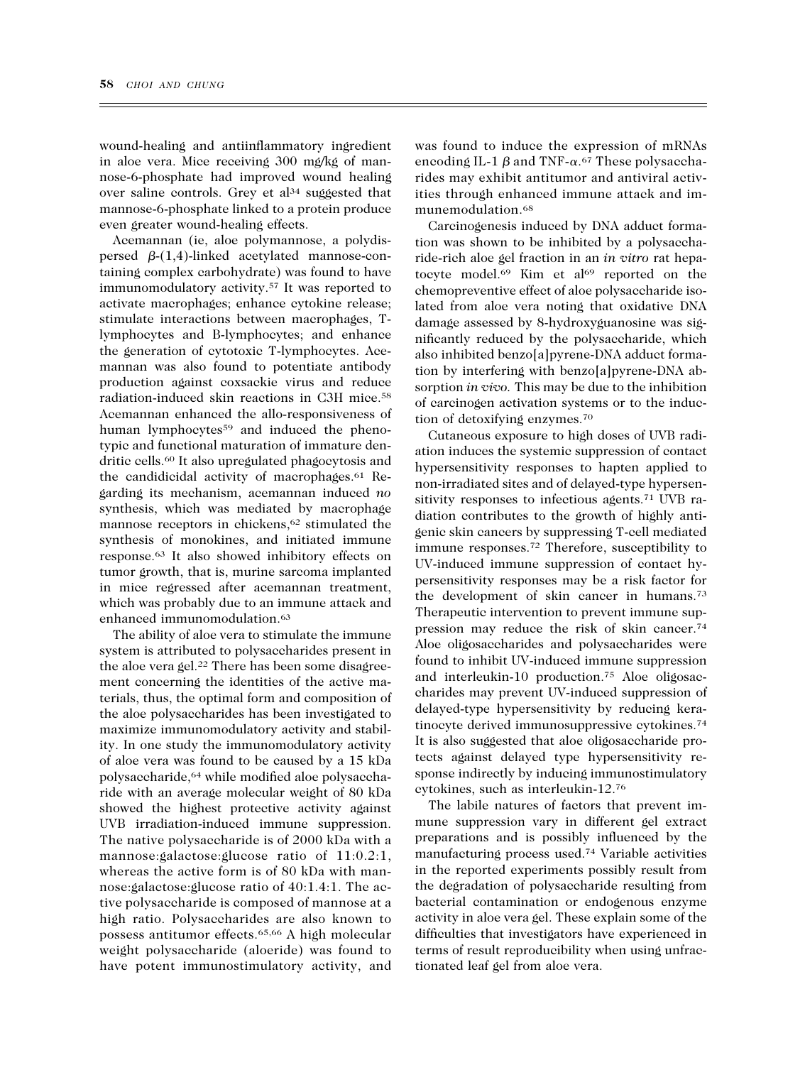wound-healing and antiinflammatory ingredient in aloe vera. Mice receiving 300 mg/kg of mannose-6-phosphate had improved wound healing over saline controls. Grey et al[34] suggested that mannose-6-phosphate linked to a protein produce even greater wound-healing effects.

Acemannan (ie, aloe polymannose, a polydispersed $\beta$-(1,4)-linked acetylated mannose-containing complex carbohydrate) was found to have immunomodulatory activity.[57] It was reported to activate macrophages; enhance cytokine release; stimulate interactions between macrophages, T-lymphocytes and B-lymphocytes; and enhance the generation of cytotoxic T-lymphocytes. Acemannan was also found to potentiate antibody production against coxsackie virus and reduce radiation-induced skin reactions in C3H mice.[58] Acemannan enhanced the allo-responsiveness of human lymphocytes[59] and induced the phenotypic and functional maturation of immature dendritic cells.[60] It also upregulated phagocytosis and the candidicidal activity of macrophages.[61] Regarding its mechanism, acemannan induced *no* synthesis, which was mediated by macrophage mannose receptors in chickens,[62] stimulated the synthesis of monokines, and initiated immune response.[63] It also showed inhibitory effects on tumor growth, that is, murine sarcoma implanted in mice regressed after acemannan treatment, which was probably due to an immune attack and enhanced immunomodulation.[63]

The ability of aloe vera to stimulate the immune system is attributed to polysaccharides present in the aloe vera gel.[22] There has been some disagreement concerning the identities of the active materials, thus, the optimal form and composition of the aloe polysaccharides has been investigated to maximize immunomodulatory activity and stability. In one study the immunomodulatory activity of aloe vera was found to be caused by a 15 kDa polysaccharide,[64] while modified aloe polysaccharide with an average molecular weight of 80 kDa showed the highest protective activity against UVB irradiation-induced immune suppression. The native polysaccharide is of 2000 kDa with a mannose:galactose:glucose ratio of 11:0.2:1, whereas the active form is of 80 kDa with mannose:galactose:glucose ratio of 40:1.4:1. The active polysaccharide is composed of mannose at a high ratio. Polysaccharides are also known to possess antitumor effects.[65,66] A high molecular weight polysaccharide (aloeride) was found to have potent immunostimulatory activity, and was found to induce the expression of mRNAs encoding IL-1 $\beta$ and TNF-$\alpha$.[67] These polysaccharides may exhibit antitumor and antiviral activities through enhanced immune attack and immunemodulation.[68]

Carcinogenesis induced by DNA adduct formation was shown to be inhibited by a polysaccharide-rich aloe gel fraction in an *in vitro* rat hepatocyte model.[69] Kim et al[69] reported on the chemopreventive effect of aloe polysaccharide isolated from aloe vera noting that oxidative DNA damage assessed by 8-hydroxyguanosine was significantly reduced by the polysaccharide, which also inhibited benzo[a]pyrene-DNA adduct formation by interfering with benzo[a]pyrene-DNA absorption *in vivo*. This may be due to the inhibition of carcinogen activation systems or to the induction of detoxifying enzymes.[70]

Cutaneous exposure to high doses of UVB radiation induces the systemic suppression of contact hypersensitivity responses to hapten applied to non-irradiated sites and of delayed-type hypersensitivity responses to infectious agents.[71] UVB radiation contributes to the growth of highly antigenic skin cancers by suppressing T-cell mediated immune responses.[72] Therefore, susceptibility to UV-induced immune suppression of contact hypersensitivity responses may be a risk factor for the development of skin cancer in humans.[73] Therapeutic intervention to prevent immune suppression may reduce the risk of skin cancer.[74] Aloe oligosaccharides and polysaccharides were found to inhibit UV-induced immune suppression and interleukin-10 production.[75] Aloe oligosaccharides may prevent UV-induced suppression of delayed-type hypersensitivity by reducing keratinocyte derived immunosuppressive cytokines.[74] It is also suggested that aloe oligosaccharide protects against delayed type hypersensitivity response indirectly by inducing immunostimulatory cytokines, such as interleukin-12.[76]

The labile natures of factors that prevent immune suppression vary in different gel extract preparations and is possibly influenced by the manufacturing process used.[74] Variable activities in the reported experiments possibly result from the degradation of polysaccharide resulting from bacterial contamination or endogenous enzyme activity in aloe vera gel. These explain some of the difficulties that investigators have experienced in terms of result reproducibility when using unfractionated leaf gel from aloe vera.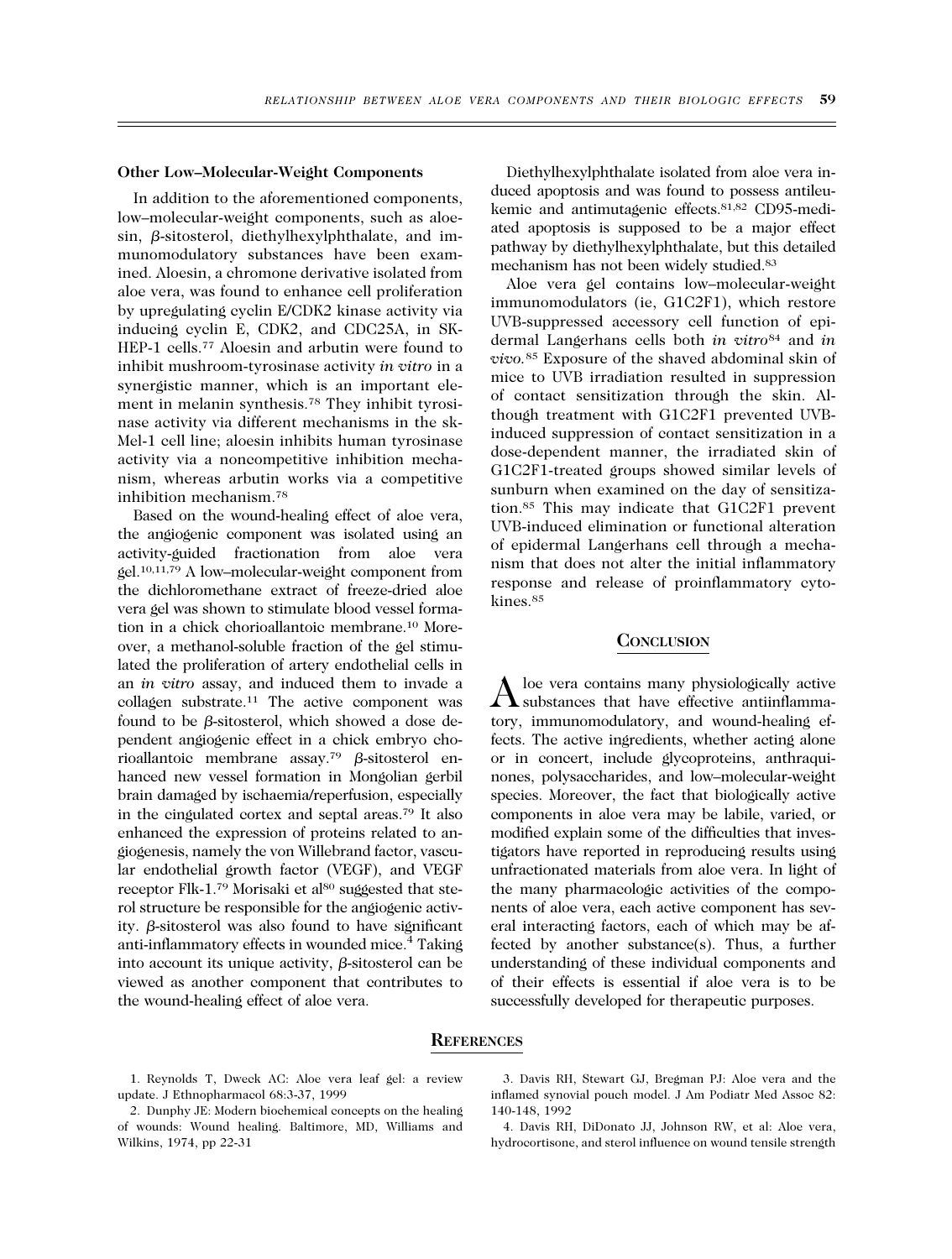### Other Low–Molecular-Weight Components

In addition to the aforementioned components, low–molecular-weight components, such as aloesin, β-sitosterol, diethylhexylphthalate, and immunomodulatory substances have been examined. Aloesin, a chromone derivative isolated from aloe vera, was found to enhance cell proliferation by upregulating cyclin E/CDK2 kinase activity via inducing cyclin E, CDK2, and CDC25A, in SK-HEP-1 cells.[77] Aloesin and arbutin were found to inhibit mushroom-tyrosinase activity *in vitro* in a synergistic manner, which is an important element in melanin synthesis.[78] They inhibit tyrosinase activity via different mechanisms in the sk-Mel-1 cell line; aloesin inhibits human tyrosinase activity via a noncompetitive inhibition mechanism, whereas arbutin works via a competitive inhibition mechanism.[78]

Based on the wound-healing effect of aloe vera, the angiogenic component was isolated using an activity-guided fractionation from aloe vera gel.[10,11,79] A low–molecular-weight component from the dichloromethane extract of freeze-dried aloe vera gel was shown to stimulate blood vessel formation in a chick chorioallantoic membrane.[10] Moreover, a methanol-soluble fraction of the gel stimulated the proliferation of artery endothelial cells in an *in vitro* assay, and induced them to invade a collagen substrate.[11] The active component was found to be β-sitosterol, which showed a dose dependent angiogenic effect in a chick embryo chorioallantoic membrane assay.[79] β-sitosterol enhanced new vessel formation in Mongolian gerbil brain damaged by ischaemia/reperfusion, especially in the cingulated cortex and septal areas.[79] It also enhanced the expression of proteins related to angiogenesis, namely the von Willebrand factor, vascular endothelial growth factor (VEGF), and VEGF receptor Flk-1.[79] Morisaki et al[80] suggested that sterol structure be responsible for the angiogenic activity. β-sitosterol was also found to have significant anti-inflammatory effects in wounded mice.[4] Taking into account its unique activity, β-sitosterol can be viewed as another component that contributes to the wound-healing effect of aloe vera.

Diethylhexylphthalate isolated from aloe vera induced apoptosis and was found to possess antileukemic and antimutagenic effects.[81,82] CD95-mediated apoptosis is supposed to be a major effect pathway by diethylhexylphthalate, but this detailed mechanism has not been widely studied.[83]

Aloe vera gel contains low–molecular-weight immunomodulators (ie, G1C2F1), which restore UVB-suppressed accessory cell function of epidermal Langerhans cells both *in vitro*[84] and *in vivo*.[85] Exposure of the shaved abdominal skin of mice to UVB irradiation resulted in suppression of contact sensitization through the skin. Although treatment with G1C2F1 prevented UVB-induced suppression of contact sensitization in a dose-dependent manner, the irradiated skin of G1C2F1-treated groups showed similar levels of sunburn when examined on the day of sensitization.[85] This may indicate that G1C2F1 prevent UVB-induced elimination or functional alteration of epidermal Langerhans cell through a mechanism that does not alter the initial inflammatory response and release of proinflammatory cytokines.[85]

## Conclusion

Aloe vera contains many physiologically active substances that have effective antiinflammatory, immunomodulatory, and wound-healing effects. The active ingredients, whether acting alone or in concert, include glycoproteins, anthraquinones, polysaccharides, and low–molecular-weight species. Moreover, the fact that biologically active components in aloe vera may be labile, varied, or modified explain some of the difficulties that investigators have reported in reproducing results using unfractionated materials from aloe vera. In light of the many pharmacologic activities of the components of aloe vera, each active component has several interacting factors, each of which may be affected by another substance(s). Thus, a further understanding of these individual components and of their effects is essential if aloe vera is to be successfully developed for therapeutic purposes.

## References

1. Reynolds T, Dweck AC: Aloe vera leaf gel: a review update. J Ethnopharmacol 68:3-37, 1999
2. Dunphy JE: Modern biochemical concepts on the healing of wounds: Wound healing. Baltimore, MD, Williams and Wilkins, 1974, pp 22-31
3. Davis RH, Stewart GJ, Bregman PJ: Aloe vera and the inflamed synovial pouch model. J Am Podiatr Med Assoc 82: 140-148, 1992
4. Davis RH, DiDonato JJ, Johnson RW, et al: Aloe vera, hydrocortisone, and sterol influence on wound tensile strength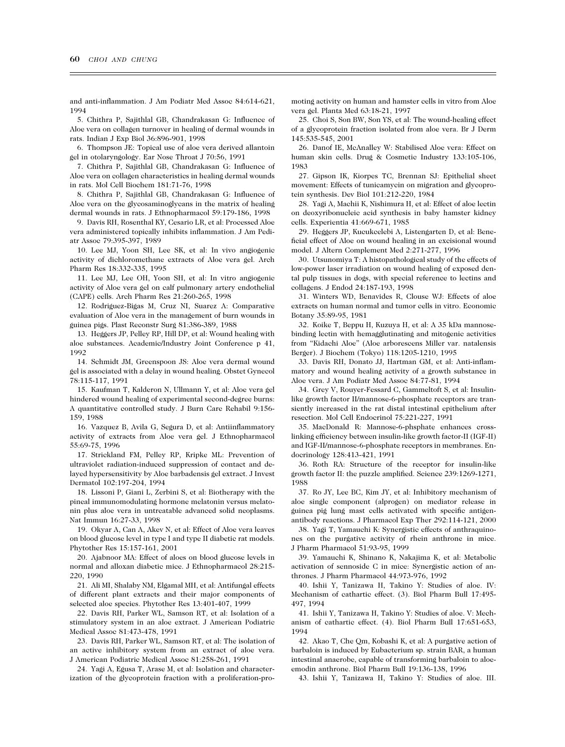and anti-inflammation. J Am Podiatr Med Assoc 84:614-621, 1994

5. Chithra P, Sajithlal GB, Chandrakasan G: Influence of Aloe vera on collagen turnover in healing of dermal wounds in rats. Indian J Exp Biol 36:896-901, 1998

6. Thompson JE: Topical use of aloe vera derived allantoin gel in otolaryngology. Ear Nose Throat J 70:56, 1991

7. Chithra P, Sajithlal GB, Chandrakasan G: Influence of Aloe vera on collagen characteristics in healing dermal wounds in rats. Mol Cell Biochem 181:71-76, 1998

8. Chithra P, Sajithlal GB, Chandrakasan G: Influence of Aloe vera on the glycosaminoglycans in the matrix of healing dermal wounds in rats. J Ethnopharmacol 59:179-186, 1998

9. Davis RH, Rosenthal KY, Cesario LR, et al: Processed Aloe vera administered topically inhibits inflammation. J Am Pediatr Assoc 79:395-397, 1989

10. Lee MJ, Yoon SH, Lee SK, et al: In vivo angiogenic activity of dichloromethane extracts of Aloe vera gel. Arch Pharm Res 18:332-335, 1995

11. Lee MJ, Lee OH, Yoon SH, et al: In vitro angiogenic activity of Aloe vera gel on calf pulmonary artery endothelial (CAPE) cells. Arch Pharm Res 21:260-265, 1998

12. Rodriguez-Bigas M, Cruz NI, Suarez A: Comparative evaluation of Aloe vera in the management of burn wounds in guinea pigs. Plast Reconstr Surg 81:386-389, 1988

13. Heggers JP, Pelley RP, Hill DP, et al: Wound healing with aloe substances. Academic/Industry Joint Conference p 41, 1992

14. Schmidt JM, Greenspoon JS: Aloe vera dermal wound gel is associated with a delay in wound healing. Obstet Gynecol 78:115-117, 1991

15. Kaufman T, Kalderon N, Ullmann Y, et al: Aloe vera gel hindered wound healing of experimental second-degree burns: A quantitative controlled study. J Burn Care Rehabil 9:156-159, 1988

16. Vazquez B, Avila G, Segura D, et al: Antiinflammatory activity of extracts from Aloe vera gel. J Ethnopharmacol 55:69-75, 1996

17. Strickland FM, Pelley RP, Kripke ML: Prevention of ultraviolet radiation-induced suppression of contact and delayed hypersensitivity by Aloe barbadensis gel extract. J Invest Dermatol 102:197-204, 1994

18. Lissoni P, Giani L, Zerbini S, et al: Biotherapy with the pineal immunomodulating hormone melatonin versus melatonin plus aloe vera in untreatable advanced solid neoplasms. Nat Immun 16:27-33, 1998

19. Okyar A, Can A, Akev N, et al: Effect of Aloe vera leaves on blood glucose level in type I and type II diabetic rat models. Phytother Res 15:157-161, 2001

20. Ajabnoor MA: Effect of aloes on blood glucose levels in normal and alloxan diabetic mice. J Ethnopharmacol 28:215-220, 1990

21. Ali MI, Shalaby NM, Elgamal MH, et al: Antifungal effects of different plant extracts and their major components of selected aloe species. Phytother Res 13:401-407, 1999

22. Davis RH, Parker WL, Samson RT, et al: Isolation of a stimulatory system in an aloe extract. J American Podiatric Medical Assoc 81:473-478, 1991

23. Davis RH, Parker WL, Samson RT, et al: The isolation of an active inhibitory system from an extract of aloe vera. J American Podiatric Medical Assoc 81:258-261, 1991

24. Yagi A, Egusa T, Arase M, et al: Isolation and characterization of the glycoprotein fraction with a proliferation-promoting activity on human and hamster cells in vitro from Aloe vera gel. Planta Med 63:18-21, 1997

25. Choi S, Son BW, Son YS, et al: The wound-healing effect of a glycoprotein fraction isolated from aloe vera. Br J Derm 145:535-545, 2001

26. Danof IE, McAnalley W: Stabilised Aloe vera: Effect on human skin cells. Drug & Cosmetic Industry 133:105-106, 1983

27. Gipson IK, Kiorpes TC, Brennan SJ: Epithelial sheet movement: Effects of tunicamycin on migration and glycoprotein synthesis. Dev Biol 101:212-220, 1984

28. Yagi A, Machii K, Nishimura H, et al: Effect of aloe lectin on deoxyribonucleic acid synthesis in baby hamster kidney cells. Experientia 41:669-671, 1985

29. Heggers JP, Kucukcelebi A, Listengarten D, et al: Beneficial effect of Aloe on wound healing in an excisional wound model. J Altern Complement Med 2:271-277, 1996

30. Utsunomiya T: A histopathological study of the effects of low-power laser irradiation on wound healing of exposed dental pulp tissues in dogs, with special reference to lectins and collagens. J Endod 24:187-193, 1998

31. Winters WD, Benavides R, Clouse WJ: Effects of aloe extracts on human normal and tumor cells in vitro. Economic Botany 35:89-95, 1981

32. Koike T, Beppu H, Kuzuya H, et al: A 35 kDa mannose-binding lectin with hemagglutinating and mitogenic activities from "Kidachi Aloe" (Aloe arborescens Miller var. natalensis Berger). J Biochem (Tokyo) 118:1205-1210, 1995

33. Davis RH, Donato JJ, Hartman GM, et al: Anti-inflammatory and wound healing activity of a growth substance in Aloe vera. J Am Podiatr Med Assoc 84:77-81, 1994

34. Grey V, Rouyer-Fessard C, Gammeltoft S, et al: Insulin-like growth factor II/mannose-6-phosphate receptors are transiently increased in the rat distal intestinal epithelium after resection. Mol Cell Endocrinol 75:221-227, 1991

35. MacDonald R: Mannose-6-phsphate enhances cross-linking efficiency between insulin-like growth factor-II (IGF-II) and IGF-II/mannose-6-phosphate receptors in membranes. Endocrinology 128:413-421, 1991

36. Roth RA: Structure of the receptor for insulin-like growth factor II: the puzzle amplified. Science 239:1269-1271, 1988

37. Ro JY, Lee BC, Kim JY, et al: Inhibitory mechanism of aloe single component (alprogen) on mediator release in guinea pig lung mast cells activated with specific antigen-antibody reactions. J Pharmacol Exp Ther 292:114-121, 2000

38. Yagi T, Yamauchi K: Synergistic effects of anthraquinones on the purgative activity of rhein anthrone in mice. J Pharm Pharmacol 51:93-95, 1999

39. Yamauchi K, Shinano K, Nakajima K, et al: Metabolic activation of sennoside C in mice: Synergistic action of anthrones. J Pharm Pharmacol 44:973-976, 1992

40. Ishii Y, Tanizawa H, Takino Y: Studies of aloe. IV: Mechanism of cathartic effect. (3). Biol Pharm Bull 17:495-497, 1994

41. Ishii Y, Tanizawa H, Takino Y: Studies of aloe. V: Mechanism of cathartic effect. (4). Biol Pharm Bull 17:651-653, 1994

42. Akao T, Che Qm, Kobashi K, et al: A purgative action of barbaloin is induced by Eubacterium sp. strain BAR, a human intestinal anaerobe, capable of transforming barbaloin to aloe-emodin anthrone. Biol Pharm Bull 19:136-138, 1996

43. Ishii Y, Tanizawa H, Takino Y: Studies of aloe. III.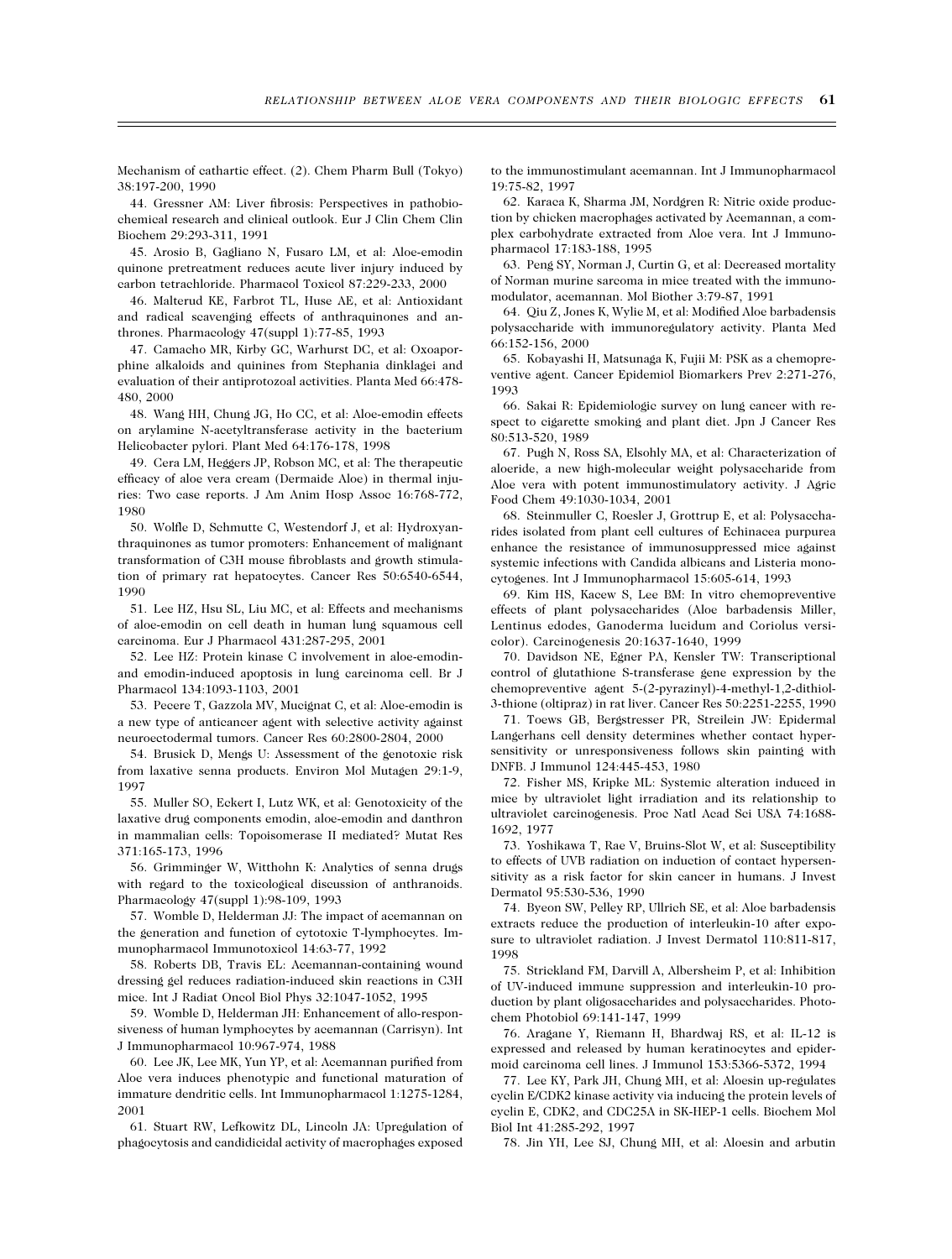Mechanism of cathartic effect. (2). Chem Pharm Bull (Tokyo) 38:197-200, 1990

44. Gressner AM: Liver fibrosis: Perspectives in pathobiochemical research and clinical outlook. Eur J Clin Chem Clin Biochem 29:293-311, 1991

45. Arosio B, Gagliano N, Fusaro LM, et al: Aloe-emodin quinone pretreatment reduces acute liver injury induced by carbon tetrachloride. Pharmacol Toxicol 87:229-233, 2000

46. Malterud KE, Farbrot TL, Huse AE, et al: Antioxidant and radical scavenging effects of anthraquinones and anthrones. Pharmacology 47(suppl 1):77-85, 1993

47. Camacho MR, Kirby GC, Warhurst DC, et al: Oxoaporphine alkaloids and quinines from Stephania dinklagei and evaluation of their antiprotozoal activities. Planta Med 66:478-480, 2000

48. Wang HH, Chung JG, Ho CC, et al: Aloe-emodin effects on arylamine N-acetyltransferase activity in the bacterium Helicobacter pylori. Plant Med 64:176-178, 1998

49. Cera LM, Heggers JP, Robson MC, et al: The therapeutic efficacy of aloe vera cream (Dermaide Aloe) in thermal injuries: Two case reports. J Am Anim Hosp Assoc 16:768-772, 1980

50. Wolfle D, Schmutte C, Westendorf J, et al: Hydroxyanthraquinones as tumor promoters: Enhancement of malignant transformation of C3H mouse fibroblasts and growth stimulation of primary rat hepatocytes. Cancer Res 50:6540-6544, 1990

51. Lee HZ, Hsu SL, Liu MC, et al: Effects and mechanisms of aloe-emodin on cell death in human lung squamous cell carcinoma. Eur J Pharmacol 431:287-295, 2001

52. Lee HZ: Protein kinase C involvement in aloe-emodin- and emodin-induced apoptosis in lung carcinoma cell. Br J Pharmacol 134:1093-1103, 2001

53. Pecere T, Gazzola MV, Mucignat C, et al: Aloe-emodin is a new type of anticancer agent with selective activity against neuroectodermal tumors. Cancer Res 60:2800-2804, 2000

54. Brusick D, Mengs U: Assessment of the genotoxic risk from laxative senna products. Environ Mol Mutagen 29:1-9, 1997

55. Muller SO, Eckert I, Lutz WK, et al: Genotoxicity of the laxative drug components emodin, aloe-emodin and danthron in mammalian cells: Topoisomerase II mediated? Mutat Res 371:165-173, 1996

56. Grimminger W, Witthohn K: Analytics of senna drugs with regard to the toxicological discussion of anthranoids. Pharmacology 47(suppl 1):98-109, 1993

57. Womble D, Helderman JJ: The impact of acemannan on the generation and function of cytotoxic T-lymphocytes. Immunopharmacol Immunotoxicol 14:63-77, 1992

58. Roberts DB, Travis EL: Acemannan-containing wound dressing gel reduces radiation-induced skin reactions in C3H mice. Int J Radiat Oncol Biol Phys 32:1047-1052, 1995

59. Womble D, Helderman JH: Enhancement of allo-responsiveness of human lymphocytes by acemannan (Carrisyn). Int J Immunopharmacol 10:967-974, 1988

60. Lee JK, Lee MK, Yun YP, et al: Acemannan purified from Aloe vera induces phenotypic and functional maturation of immature dendritic cells. Int Immunopharmacol 1:1275-1284, 2001

61. Stuart RW, Lefkowitz DL, Lincoln JA: Upregulation of phagocytosis and candidicidal activity of macrophages exposed to the immunostimulant acemannan. Int J Immunopharmacol 19:75-82, 1997

62. Karaca K, Sharma JM, Nordgren R: Nitric oxide production by chicken macrophages activated by Acemannan, a complex carbohydrate extracted from Aloe vera. Int J Immunopharmacol 17:183-188, 1995

63. Peng SY, Norman J, Curtin G, et al: Decreased mortality of Norman murine sarcoma in mice treated with the immunomodulator, acemannan. Mol Biother 3:79-87, 1991

64. Qiu Z, Jones K, Wylie M, et al: Modified Aloe barbadensis polysaccharide with immunoregulatory activity. Planta Med 66:152-156, 2000

65. Kobayashi H, Matsunaga K, Fujii M: PSK as a chemopreventive agent. Cancer Epidemiol Biomarkers Prev 2:271-276, 1993

66. Sakai R: Epidemiologic survey on lung cancer with respect to cigarette smoking and plant diet. Jpn J Cancer Res 80:513-520, 1989

67. Pugh N, Ross SA, Elsohly MA, et al: Characterization of aloeride, a new high-molecular weight polysaccharide from Aloe vera with potent immunostimulatory activity. J Agric Food Chem 49:1030-1034, 2001

68. Steinmuller C, Roesler J, Grottrup E, et al: Polysaccharides isolated from plant cell cultures of Echinacea purpurea enhance the resistance of immunosuppressed mice against systemic infections with Candida albicans and Listeria monocytogenes. Int J Immunopharmacol 15:605-614, 1993

69. Kim HS, Kacew S, Lee BM: In vitro chemopreventive effects of plant polysaccharides (Aloe barbadensis Miller, Lentinus edodes, Ganoderma lucidum and Coriolus versicolor). Carcinogenesis 20:1637-1640, 1999

70. Davidson NE, Egner PA, Kensler TW: Transcriptional control of glutathione S-transferase gene expression by the chemopreventive agent 5-(2-pyrazinyl)-4-methyl-1,2-dithiol-3-thione (oltipraz) in rat liver. Cancer Res 50:2251-2255, 1990

71. Toews GB, Bergstresser PR, Streilein JW: Epidermal Langerhans cell density determines whether contact hypersensitivity or unresponsiveness follows skin painting with DNFB. J Immunol 124:445-453, 1980

72. Fisher MS, Kripke ML: Systemic alteration induced in mice by ultraviolet light irradiation and its relationship to ultraviolet carcinogenesis. Proc Natl Acad Sci USA 74:1688-1692, 1977

73. Yoshikawa T, Rae V, Bruins-Slot W, et al: Susceptibility to effects of UVB radiation on induction of contact hypersensitivity as a risk factor for skin cancer in humans. J Invest Dermatol 95:530-536, 1990

74. Byeon SW, Pelley RP, Ullrich SE, et al: Aloe barbadensis extracts reduce the production of interleukin-10 after exposure to ultraviolet radiation. J Invest Dermatol 110:811-817, 1998

75. Strickland FM, Darvill A, Albersheim P, et al: Inhibition of UV-induced immune suppression and interleukin-10 production by plant oligosaccharides and polysaccharides. Photochem Photobiol 69:141-147, 1999

76. Aragane Y, Riemann H, Bhardwaj RS, et al: IL-12 is expressed and released by human keratinocytes and epidermoid carcinoma cell lines. J Immunol 153:5366-5372, 1994

77. Lee KY, Park JH, Chung MH, et al: Aloesin up-regulates cyclin E/CDK2 kinase activity via inducing the protein levels of cyclin E, CDK2, and CDC25A in SK-HEP-1 cells. Biochem Mol Biol Int 41:285-292, 1997

78. Jin YH, Lee SJ, Chung MH, et al: Aloesin and arbutin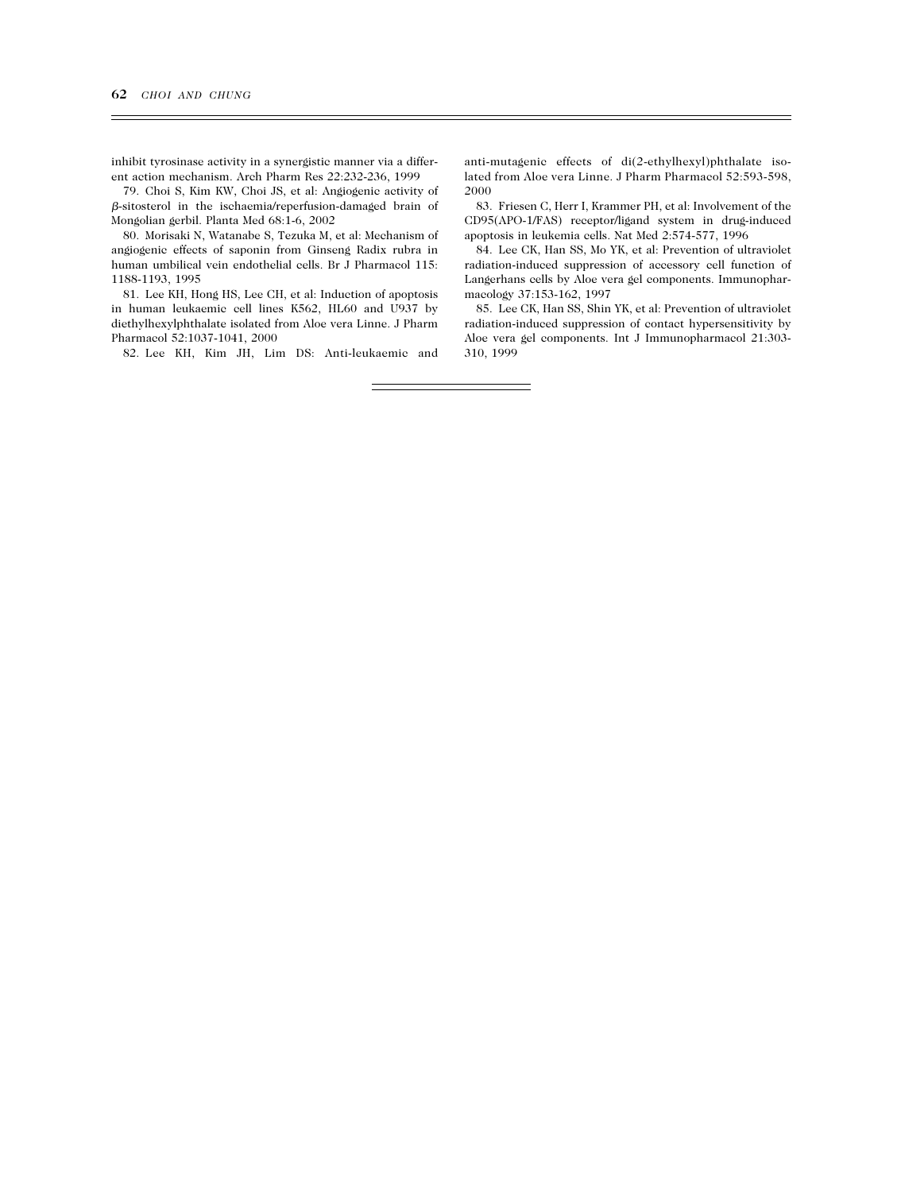inhibit tyrosinase activity in a synergistic manner via a different action mechanism. Arch Pharm Res 22:232-236, 1999

79. Choi S, Kim KW, Choi JS, et al: Angiogenic activity of $\beta$-sitosterol in the ischaemia/reperfusion-damaged brain of Mongolian gerbil. Planta Med 68:1-6, 2002

80. Morisaki N, Watanabe S, Tezuka M, et al: Mechanism of angiogenic effects of saponin from Ginseng Radix rubra in human umbilical vein endothelial cells. Br J Pharmacol 115: 1188-1193, 1995

81. Lee KH, Hong HS, Lee CH, et al: Induction of apoptosis in human leukaemic cell lines K562, HL60 and U937 by diethylhexylphthalate isolated from Aloe vera Linne. J Pharm Pharmacol 52:1037-1041, 2000

82. Lee KH, Kim JH, Lim DS: Anti-leukaemic and anti-mutagenic effects of di(2-ethylhexyl)phthalate isolated from Aloe vera Linne. J Pharm Pharmacol 52:593-598, 2000

83. Friesen C, Herr I, Krammer PH, et al: Involvement of the CD95(APO-1/FAS) receptor/ligand system in drug-induced apoptosis in leukemia cells. Nat Med 2:574-577, 1996

84. Lee CK, Han SS, Mo YK, et al: Prevention of ultraviolet radiation-induced suppression of accessory cell function of Langerhans cells by Aloe vera gel components. Immunopharmacology 37:153-162, 1997

85. Lee CK, Han SS, Shin YK, et al: Prevention of ultraviolet radiation-induced suppression of contact hypersensitivity by Aloe vera gel components. Int J Immunopharmacol 21:303-310, 1999